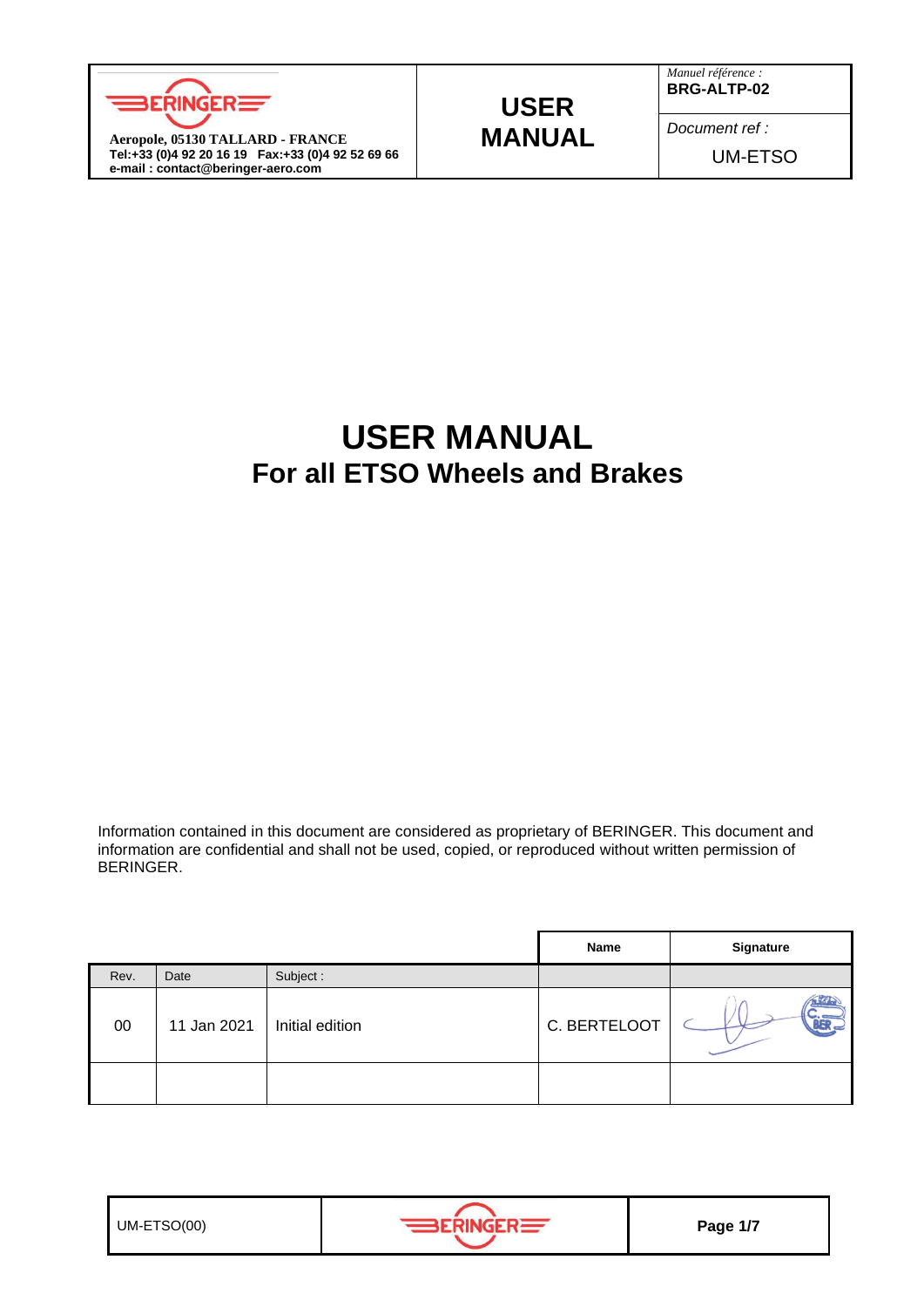| BERINGER<br>Aeropole, 05130 TALLARD - FRANCE<br>Tel:+33 (0)4 92 20 16 19 Fax:+33 (0)4 92 52 69 66<br>e-mail : contact@beringer-aero.com | **USER MANUAL** | *Manuel référence :*<br>**BRG-ALTP-02**<br>*Document ref :*<br>UM-ETSO |
|---|---|---|

# USER MANUAL

## For all ETSO Wheels and Brakes

Information contained in this document are considered as proprietary of BERINGER. This document and information are confidential and shall not be used, copied, or reproduced without written permission of BERINGER.

| Rev. | Date | Subject : | Name | Signature |
|---|---|---|---|---|
| 00 | 11 Jan 2021 | Initial edition | C. BERTELOOT | |
| | | | | |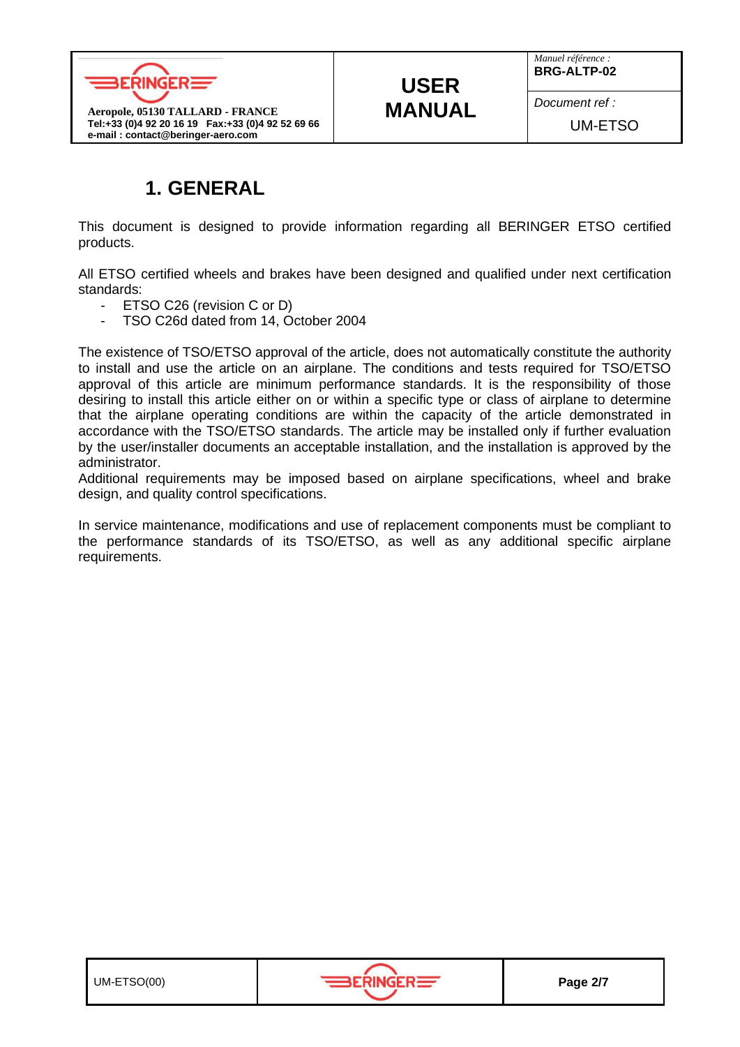# 1. GENERAL

This document is designed to provide information regarding all BERINGER ETSO certified products.

All ETSO certified wheels and brakes have been designed and qualified under next certification standards:

- ETSO C26 (revision C or D)
- TSO C26d dated from 14, October 2004

The existence of TSO/ETSO approval of the article, does not automatically constitute the authority to install and use the article on an airplane. The conditions and tests required for TSO/ETSO approval of this article are minimum performance standards. It is the responsibility of those desiring to install this article either on or within a specific type or class of airplane to determine that the airplane operating conditions are within the capacity of the article demonstrated in accordance with the TSO/ETSO standards. The article may be installed only if further evaluation by the user/installer documents an acceptable installation, and the installation is approved by the administrator.
Additional requirements may be imposed based on airplane specifications, wheel and brake design, and quality control specifications.

In service maintenance, modifications and use of replacement components must be compliant to the performance standards of its TSO/ETSO, as well as any additional specific airplane requirements.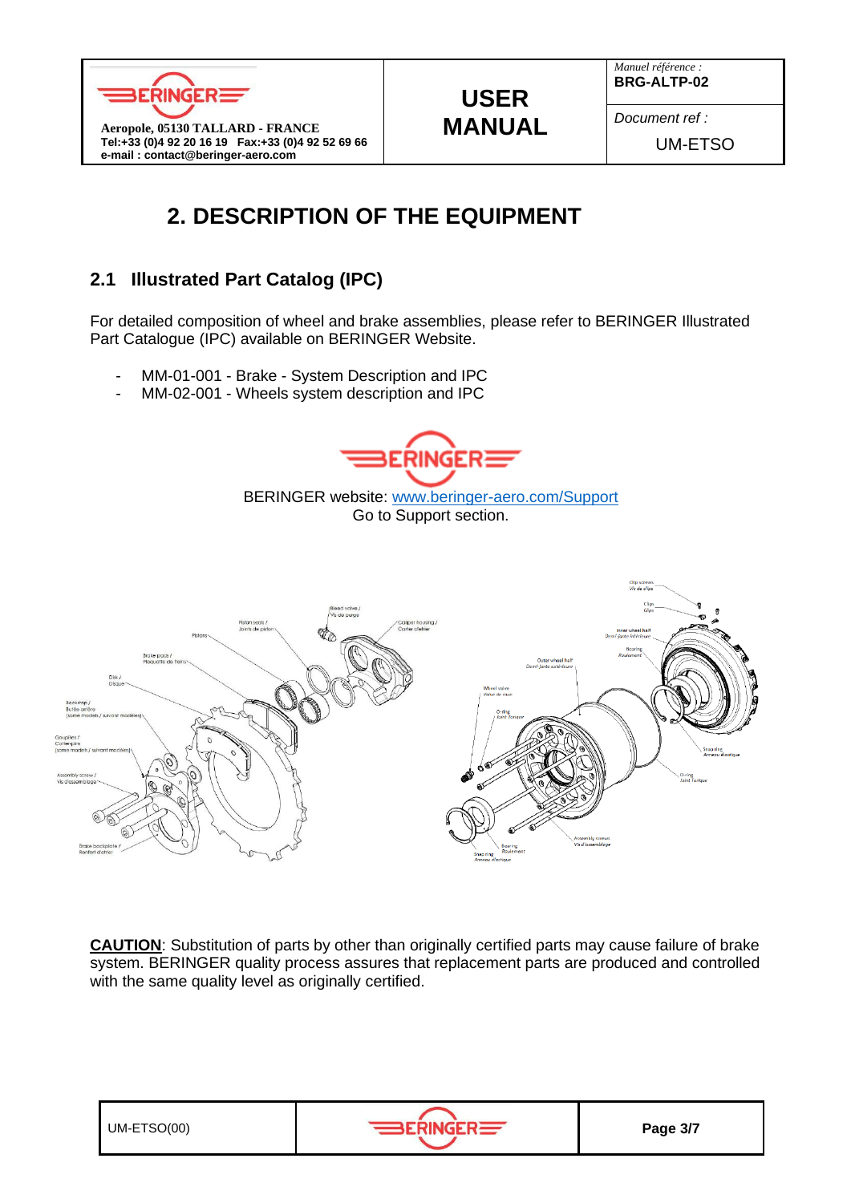# 2. DESCRIPTION OF THE EQUIPMENT

## 2.1 Illustrated Part Catalog (IPC)

For detailed composition of wheel and brake assemblies, please refer to BERINGER Illustrated Part Catalogue (IPC) available on BERINGER Website.

- MM-01-001 - Brake - System Description and IPC
- MM-02-001 - Wheels system description and IPC

BERINGER website: www.beringer-aero.com/Support
Go to Support section.

**CAUTION**: Substitution of parts by other than originally certified parts may cause failure of brake system. BERINGER quality process assures that replacement parts are produced and controlled with the same quality level as originally certified.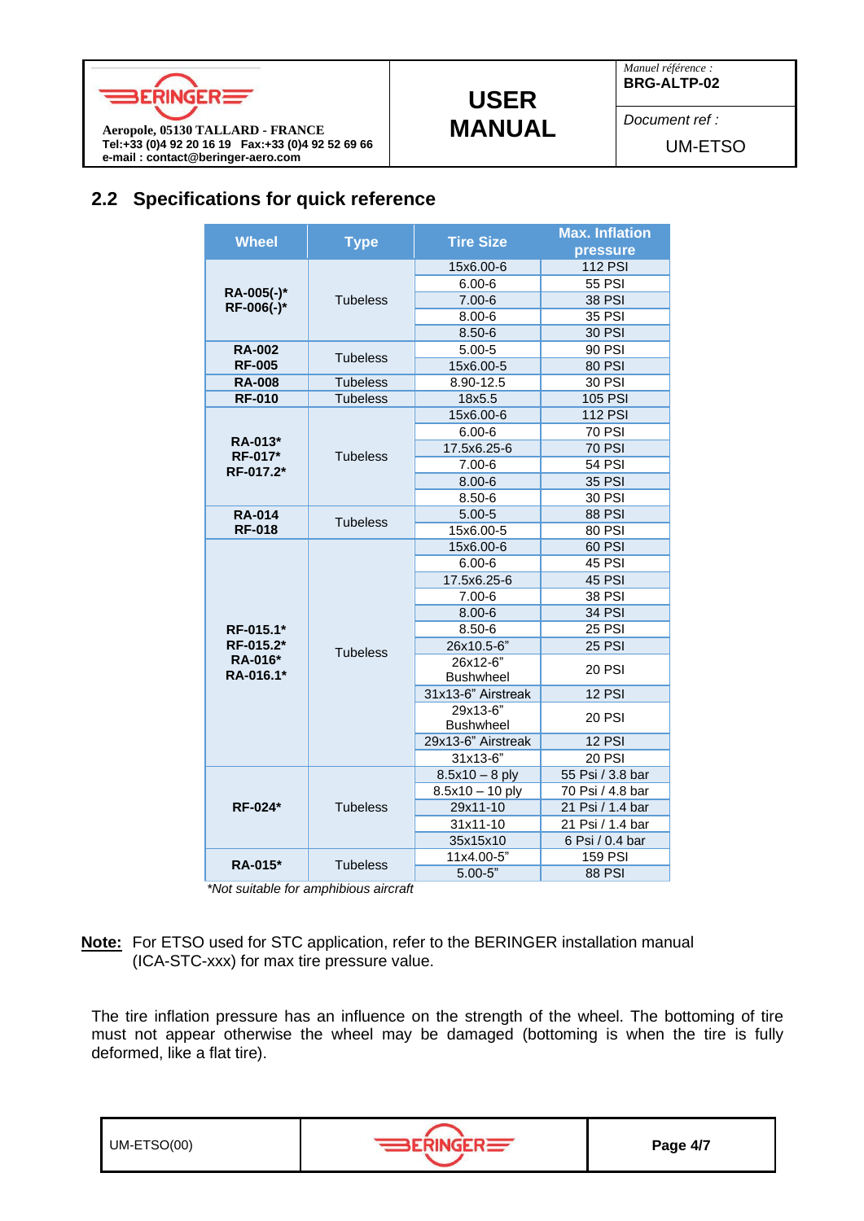## 2.2 Specifications for quick reference

| Wheel | Type | Tire Size | Max. Inflation pressure |
|---|---|---|---|
| RA-005(-)* RF-006(-)* | Tubeless | 15x6.00-6 | 112 PSI |
| | | 6.00-6 | 55 PSI |
| | | 7.00-6 | 38 PSI |
| | | 8.00-6 | 35 PSI |
| | | 8.50-6 | 30 PSI |
| RA-002 RF-005 | Tubeless | 5.00-5 | 90 PSI |
| | | 15x6.00-5 | 80 PSI |
| RA-008 | Tubeless | 8.90-12.5 | 30 PSI |
| RF-010 | Tubeless | 18x5.5 | 105 PSI |
| RA-013* RF-017* RF-017.2* | Tubeless | 15x6.00-6 | 112 PSI |
| | | 6.00-6 | 70 PSI |
| | | 17.5x6.25-6 | 70 PSI |
| | | 7.00-6 | 54 PSI |
| | | 8.00-6 | 35 PSI |
| | | 8.50-6 | 30 PSI |
| RA-014 RF-018 | Tubeless | 5.00-5 | 88 PSI |
| | | 15x6.00-5 | 80 PSI |
| RF-015.1* RF-015.2* RA-016* RA-016.1* | Tubeless | 15x6.00-6 | 60 PSI |
| | | 6.00-6 | 45 PSI |
| | | 17.5x6.25-6 | 45 PSI |
| | | 7.00-6 | 38 PSI |
| | | 8.00-6 | 34 PSI |
| | | 8.50-6 | 25 PSI |
| | | 26x10.5-6" | 25 PSI |
| | | 26x12-6" Bushwheel | 20 PSI |
| | | 31x13-6" Airstreak | 12 PSI |
| | | 29x13-6" Bushwheel | 20 PSI |
| | | 29x13-6" Airstreak | 12 PSI |
| | | 31x13-6" | 20 PSI |
| RF-024* | Tubeless | 8.5x10 – 8 ply | 55 Psi / 3.8 bar |
| | | 8.5x10 – 10 ply | 70 Psi / 4.8 bar |
| | | 29x11-10 | 21 Psi / 1.4 bar |
| | | 31x11-10 | 21 Psi / 1.4 bar |
| | | 35x15x10 | 6 Psi / 0.4 bar |
| RA-015* | Tubeless | 11x4.00-5" | 159 PSI |
| | | 5.00-5" | 88 PSI |

*\*Not suitable for amphibious aircraft*

**Note:** For ETSO used for STC application, refer to the BERINGER installation manual (ICA-STC-xxx) for max tire pressure value.

The tire inflation pressure has an influence on the strength of the wheel. The bottoming of tire must not appear otherwise the wheel may be damaged (bottoming is when the tire is fully deformed, like a flat tire).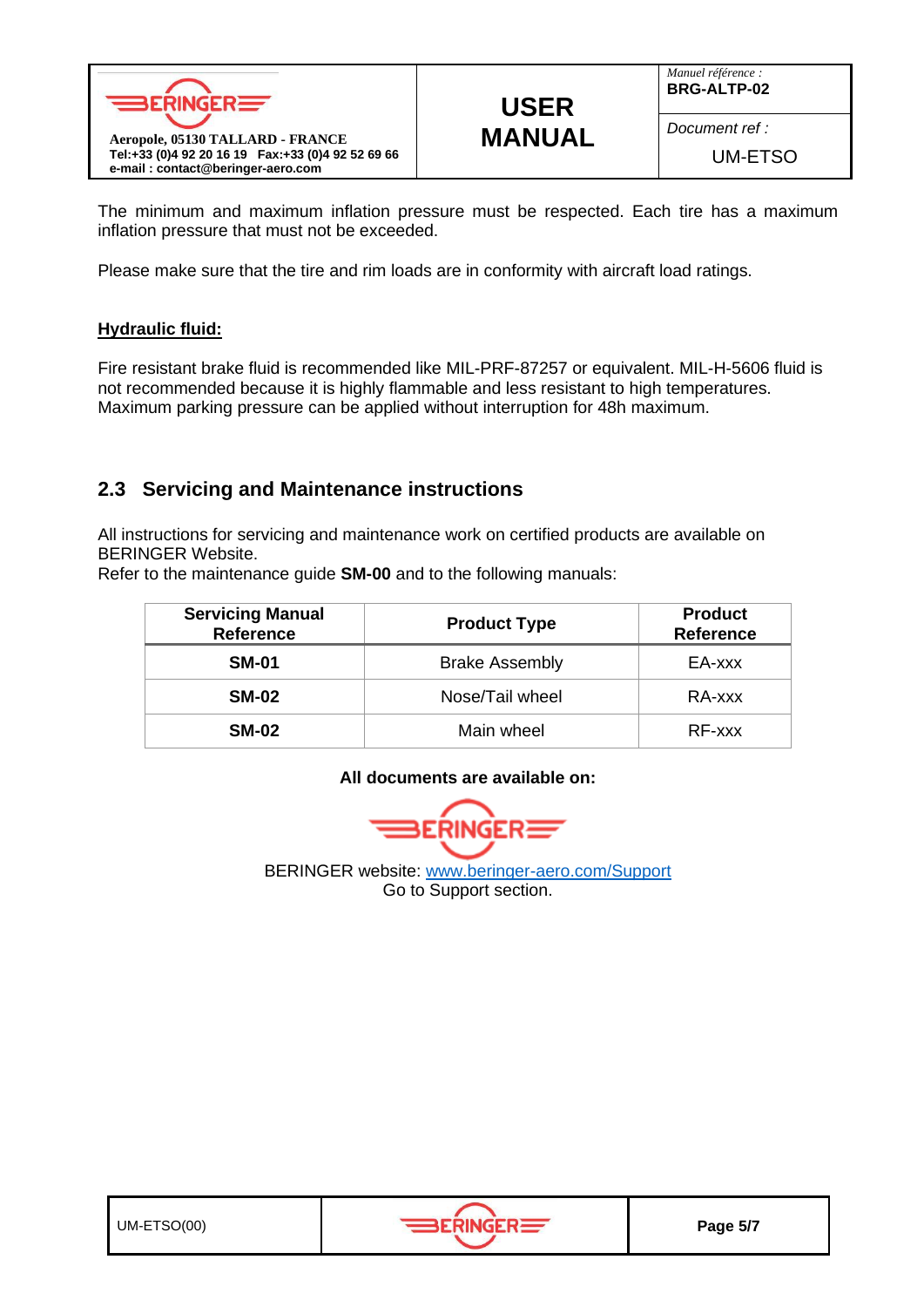The minimum and maximum inflation pressure must be respected. Each tire has a maximum inflation pressure that must not be exceeded.

Please make sure that the tire and rim loads are in conformity with aircraft load ratings.

**Hydraulic fluid:**

Fire resistant brake fluid is recommended like MIL-PRF-87257 or equivalent. MIL-H-5606 fluid is not recommended because it is highly flammable and less resistant to high temperatures.
Maximum parking pressure can be applied without interruption for 48h maximum.

## 2.3 Servicing and Maintenance instructions

All instructions for servicing and maintenance work on certified products are available on BERINGER Website.
Refer to the maintenance guide **SM-00** and to the following manuals:

| Servicing Manual Reference | Product Type | Product Reference |
|---|---|---|
| **SM-01** | Brake Assembly | EA-xxx |
| **SM-02** | Nose/Tail wheel | RA-xxx |
| **SM-02** | Main wheel | RF-xxx |

**All documents are available on:**

BERINGER website: www.beringer-aero.com/Support
Go to Support section.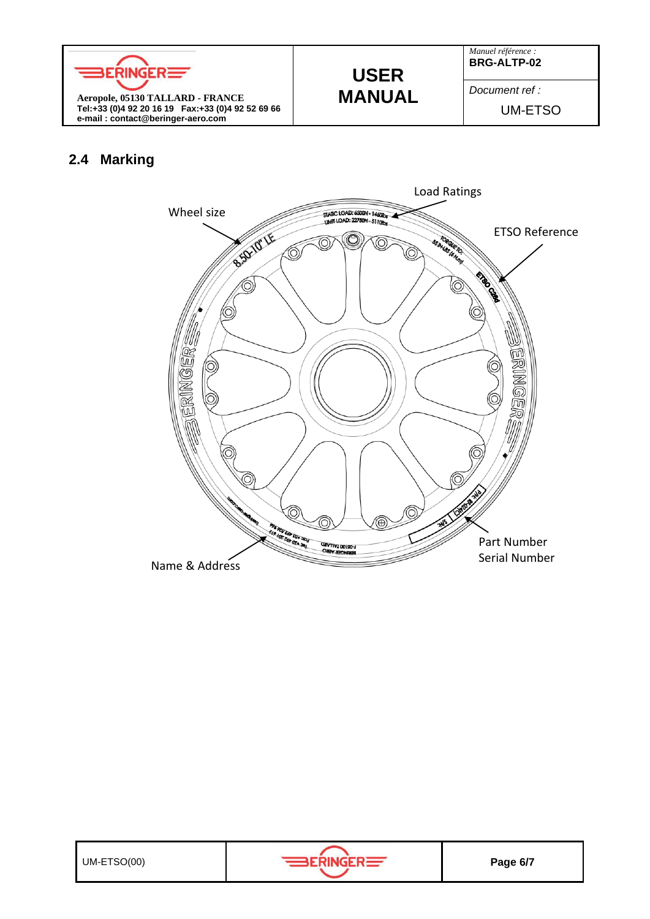## 2.4 Marking

Load Ratings

Wheel size

ETSO Reference

Part Number
Serial Number

Name & Address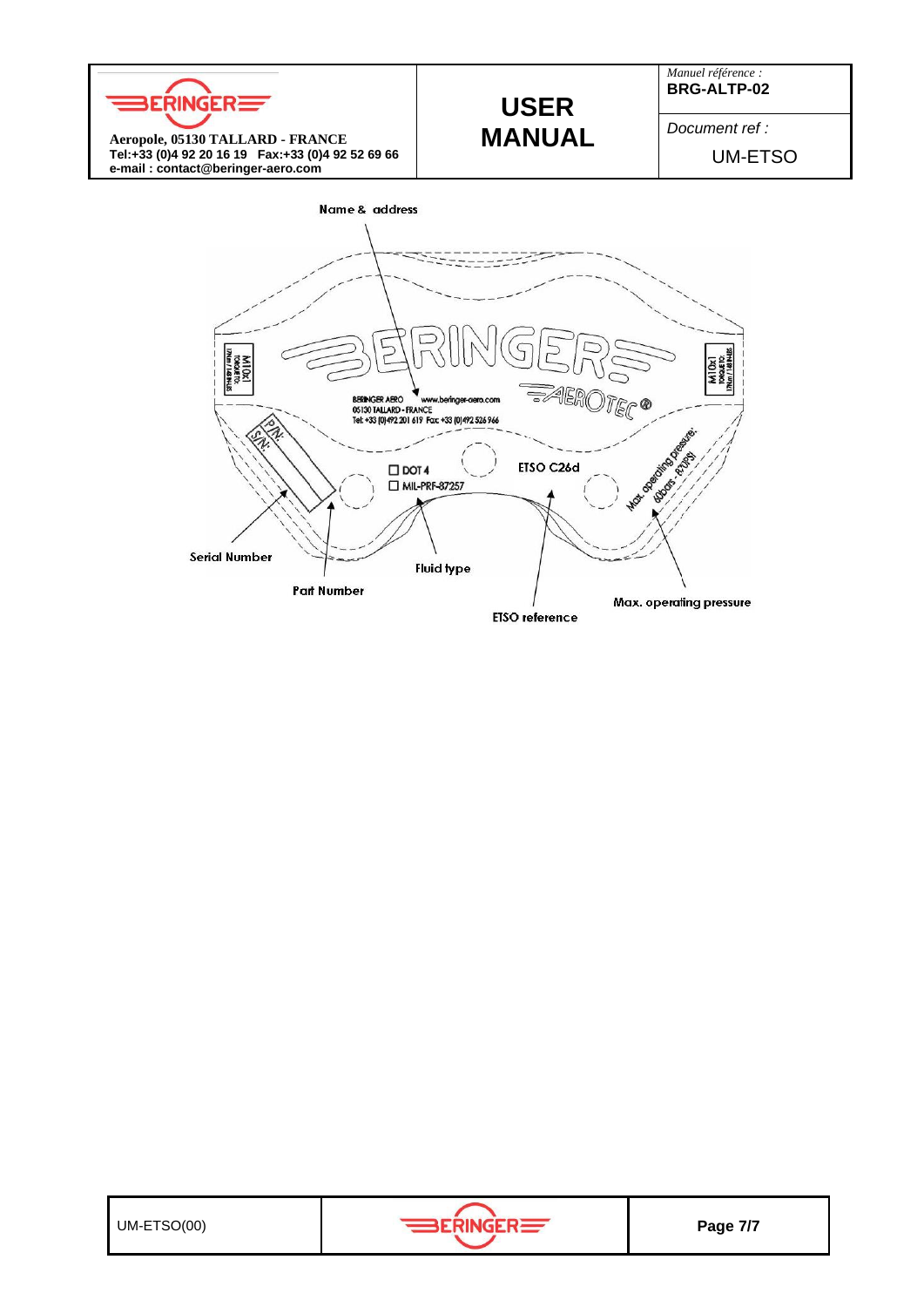Name & address

BERINGER

BERINGER AERO www.beringer-aero.com
05130 TALLARD - FRANCE
Tel: +33 (0)492 201 619 Fax: +33 (0)492 526 966

AEROTEC®

M10x1
TORQUE TO:
17Nm / 148 IN-LBS

M10x1
TORQUE TO:
17Nm / 148 IN-LBS

P/N:
S/N:

☐ DOT 4
☐ MIL-PRF-87257

ETSO C26d

Max. operating pressure:
60bars - 870PSI

Serial Number

Part Number

Fluid type

ETSO reference

Max. operating pressure